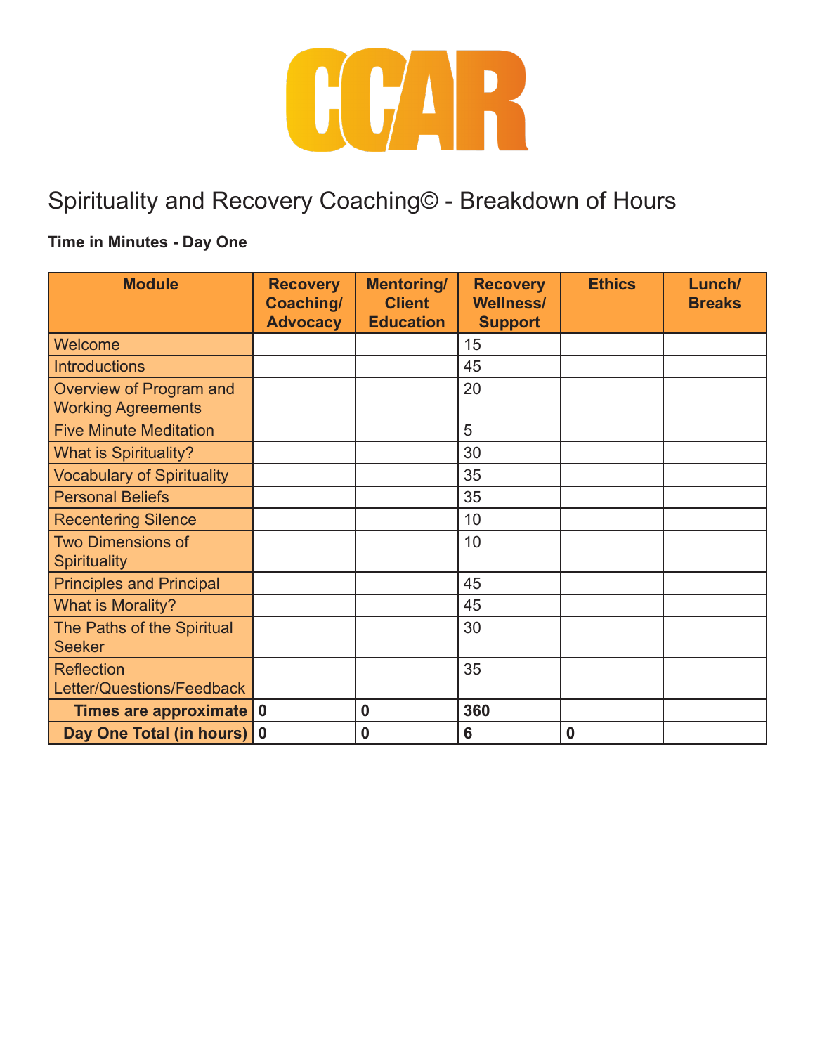CCAR

# Spirituality and Recovery Coaching© - Breakdown of Hours

**Time in Minutes - Day One**

| Module | Recovery Coaching/ Advocacy | Mentoring/ Client Education | Recovery Wellness/ Support | Ethics | Lunch/ Breaks |
|---|---|---|---|---|---|
| Welcome | | | 15 | | |
| Introductions | | | 45 | | |
| Overview of Program and Working Agreements | | | 20 | | |
| Five Minute Meditation | | | 5 | | |
| What is Spirituality? | | | 30 | | |
| Vocabulary of Spirituality | | | 35 | | |
| Personal Beliefs | | | 35 | | |
| Recentering Silence | | | 10 | | |
| Two Dimensions of Spirituality | | | 10 | | |
| Principles and Principal | | | 45 | | |
| What is Morality? | | | 45 | | |
| The Paths of the Spiritual Seeker | | | 30 | | |
| Reflection Letter/Questions/Feedback | | | 35 | | |
| **Times are approximate** | **0** | **0** | **360** | | |
| **Day One Total (in hours)** | **0** | **0** | **6** | **0** | |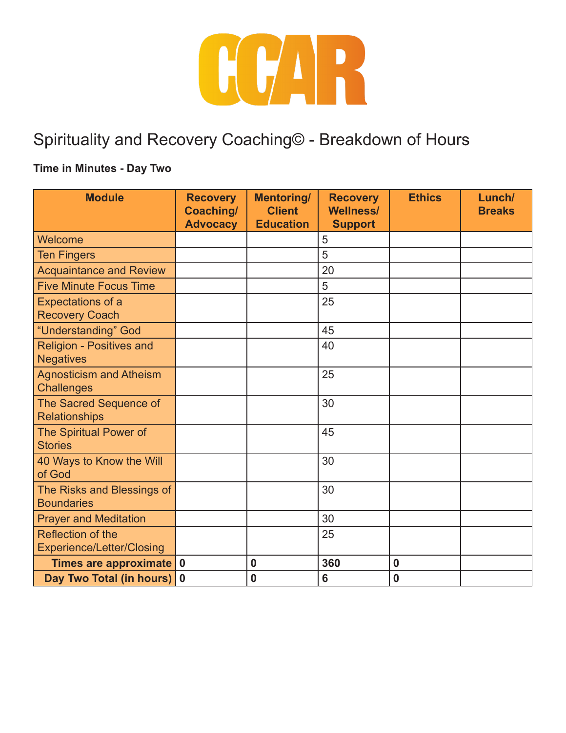CCAR

# Spirituality and Recovery Coaching© - Breakdown of Hours

**Time in Minutes - Day Two**

| Module | Recovery Coaching/ Advocacy | Mentoring/ Client Education | Recovery Wellness/ Support | Ethics | Lunch/ Breaks |
|---|---|---|---|---|---|
| Welcome | | | 5 | | |
| Ten Fingers | | | 5 | | |
| Acquaintance and Review | | | 20 | | |
| Five Minute Focus Time | | | 5 | | |
| Expectations of a Recovery Coach | | | 25 | | |
| “Understanding” God | | | 45 | | |
| Religion - Positives and Negatives | | | 40 | | |
| Agnosticism and Atheism Challenges | | | 25 | | |
| The Sacred Sequence of Relationships | | | 30 | | |
| The Spiritual Power of Stories | | | 45 | | |
| 40 Ways to Know the Will of God | | | 30 | | |
| The Risks and Blessings of Boundaries | | | 30 | | |
| Prayer and Meditation | | | 30 | | |
| Reflection of the Experience/Letter/Closing | | | 25 | | |
| **Times are approximate** | **0** | **0** | **360** | **0** | |
| **Day Two Total (in hours)** | **0** | **0** | **6** | **0** | |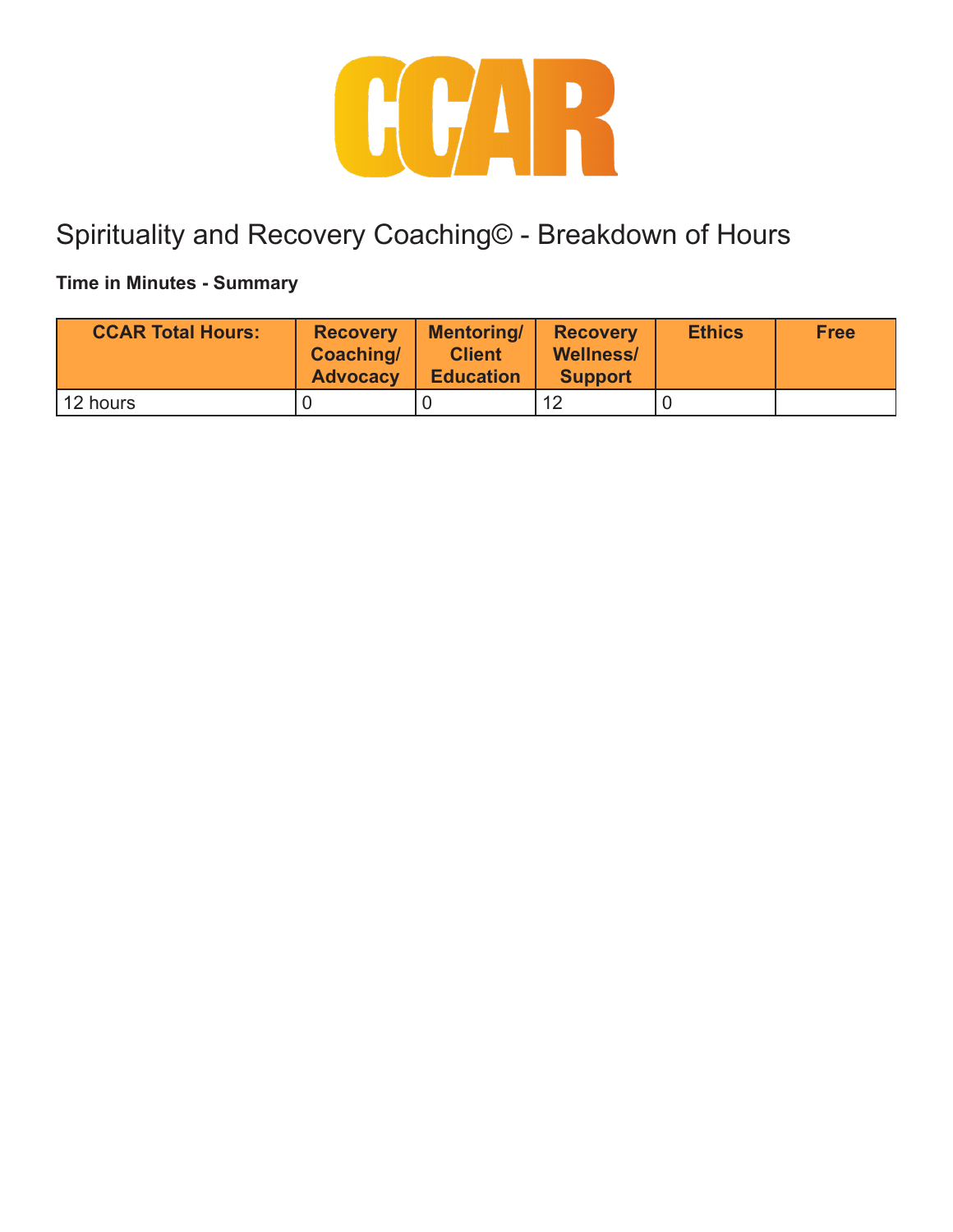# CCAR

## Spirituality and Recovery Coaching© - Breakdown of Hours

**Time in Minutes - Summary**

| CCAR Total Hours: | Recovery Coaching/ Advocacy | Mentoring/ Client Education | Recovery Wellness/ Support | Ethics | Free |
|---|---|---|---|---|---|
| 12 hours | 0 | 0 | 12 | 0 | |